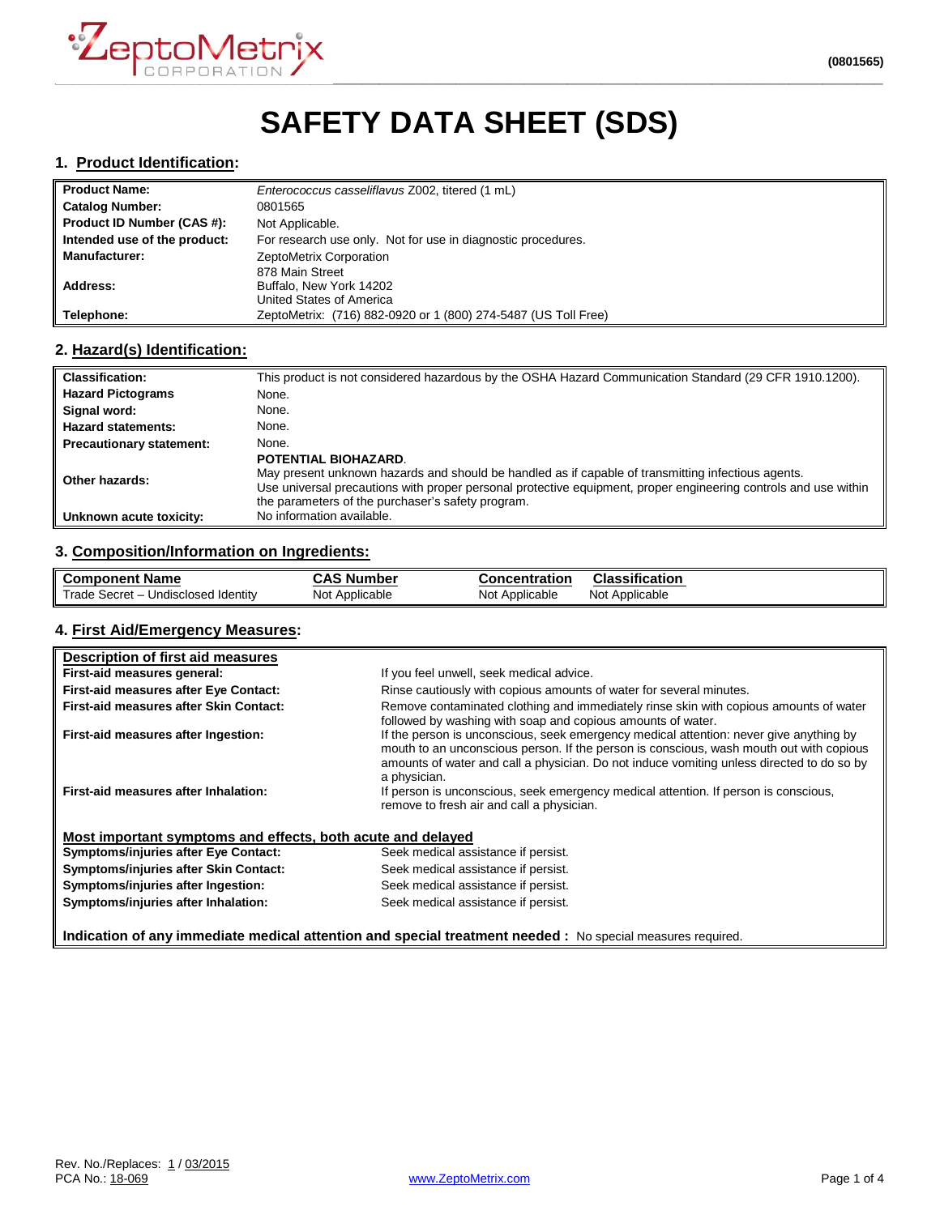# SAFETY DATA SHEET (SDS)

## 1. Product Identification:

| | |
|---|---|
| **Product Name:** | *Enterococcus casseliflavus* Z002, titered (1 mL) |
| **Catalog Number:** | 0801565 |
| **Product ID Number (CAS #):** | Not Applicable. |
| **Intended use of the product:** | For research use only. Not for use in diagnostic procedures. |
| **Manufacturer:** | ZeptoMetrix Corporation |
| **Address:** | 878 Main Street<br>Buffalo, New York 14202<br>United States of America |
| **Telephone:** | ZeptoMetrix: (716) 882-0920 or 1 (800) 274-5487 (US Toll Free) |

## 2. Hazard(s) Identification:

| | |
|---|---|
| **Classification:** | This product is not considered hazardous by the OSHA Hazard Communication Standard (29 CFR 1910.1200). |
| **Hazard Pictograms** | None. |
| **Signal word:** | None. |
| **Hazard statements:** | None. |
| **Precautionary statement:** | None. |
| **Other hazards:** | **POTENTIAL BIOHAZARD**.<br>May present unknown hazards and should be handled as if capable of transmitting infectious agents.<br>Use universal precautions with proper personal protective equipment, proper engineering controls and use within the parameters of the purchaser's safety program. |
| **Unknown acute toxicity:** | No information available. |

## 3. Composition/Information on Ingredients:

| Component Name | CAS Number | Concentration | Classification |
|---|---|---|---|
| Trade Secret – Undisclosed Identity | Not Applicable | Not Applicable | Not Applicable |

## 4. First Aid/Emergency Measures:

**Description of first aid measures**

| | |
|---|---|
| **First-aid measures general:** | If you feel unwell, seek medical advice. |
| **First-aid measures after Eye Contact:** | Rinse cautiously with copious amounts of water for several minutes. |
| **First-aid measures after Skin Contact:** | Remove contaminated clothing and immediately rinse skin with copious amounts of water followed by washing with soap and copious amounts of water. |
| **First-aid measures after Ingestion:** | If the person is unconscious, seek emergency medical attention: never give anything by mouth to an unconscious person. If the person is conscious, wash mouth out with copious amounts of water and call a physician. Do not induce vomiting unless directed to do so by a physician. |
| **First-aid measures after Inhalation:** | If person is unconscious, seek emergency medical attention. If person is conscious, remove to fresh air and call a physician. |

**Most important symptoms and effects, both acute and delayed**

| | |
|---|---|
| **Symptoms/injuries after Eye Contact:** | Seek medical assistance if persist. |
| **Symptoms/injuries after Skin Contact:** | Seek medical assistance if persist. |
| **Symptoms/injuries after Ingestion:** | Seek medical assistance if persist. |
| **Symptoms/injuries after Inhalation:** | Seek medical assistance if persist. |

**Indication of any immediate medical attention and special treatment needed :** No special measures required.

Rev. No./Replaces: 1 / 03/2015
PCA No.: 18-069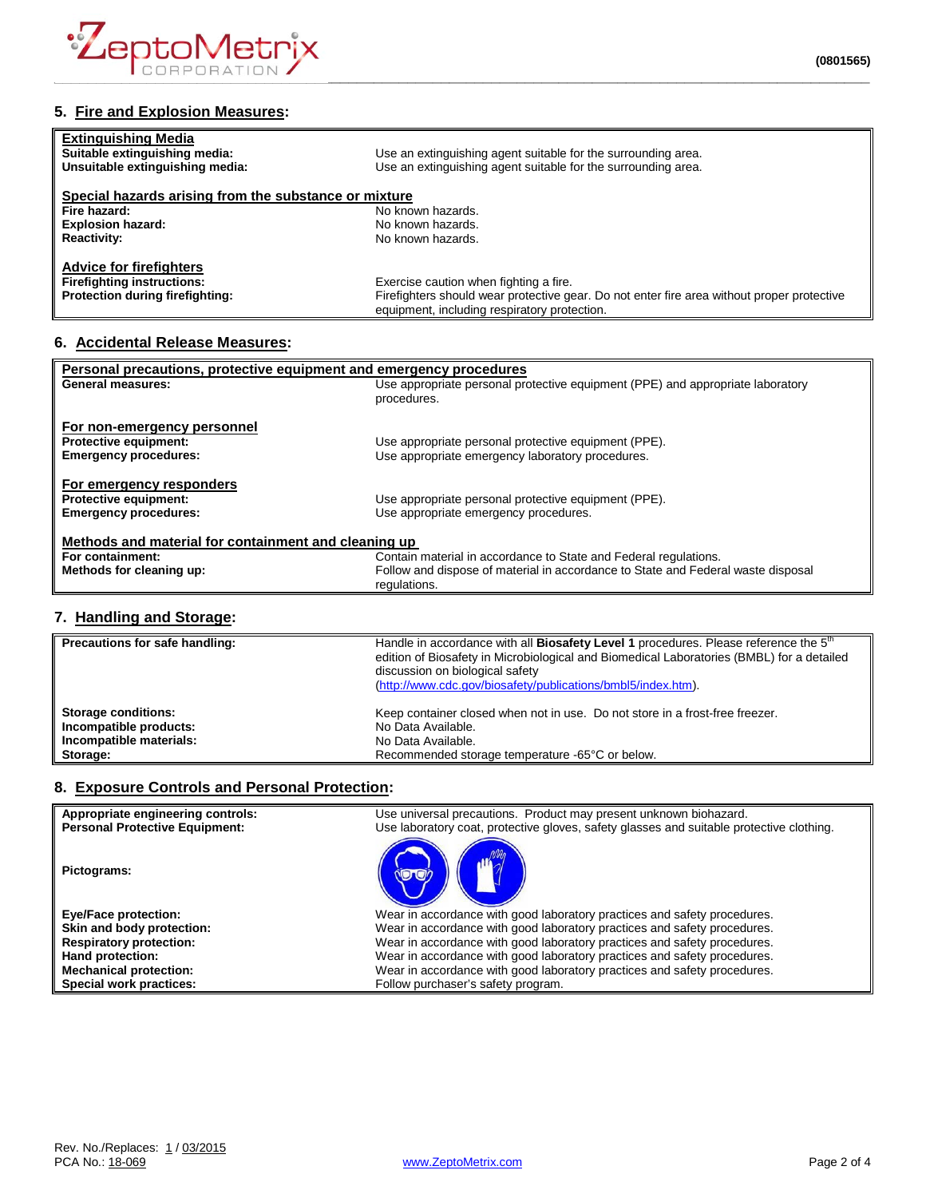## 5. Fire and Explosion Measures:

**Extinguishing Media**

| | |
|---|---|
| **Suitable extinguishing media:** | Use an extinguishing agent suitable for the surrounding area. |
| **Unsuitable extinguishing media:** | Use an extinguishing agent suitable for the surrounding area. |

**Special hazards arising from the substance or mixture**

| | |
|---|---|
| **Fire hazard:** | No known hazards. |
| **Explosion hazard:** | No known hazards. |
| **Reactivity:** | No known hazards. |

**Advice for firefighters**

| | |
|---|---|
| **Firefighting instructions:** | Exercise caution when fighting a fire. |
| **Protection during firefighting:** | Firefighters should wear protective gear. Do not enter fire area without proper protective equipment, including respiratory protection. |

## 6. Accidental Release Measures:

**Personal precautions, protective equipment and emergency procedures**

| | |
|---|---|
| **General measures:** | Use appropriate personal protective equipment (PPE) and appropriate laboratory procedures. |

**For non-emergency personnel**

| | |
|---|---|
| **Protective equipment:** | Use appropriate personal protective equipment (PPE). |
| **Emergency procedures:** | Use appropriate emergency laboratory procedures. |

**For emergency responders**

| | |
|---|---|
| **Protective equipment:** | Use appropriate personal protective equipment (PPE). |
| **Emergency procedures:** | Use appropriate emergency procedures. |

**Methods and material for containment and cleaning up**

| | |
|---|---|
| **For containment:** | Contain material in accordance to State and Federal regulations. |
| **Methods for cleaning up:** | Follow and dispose of material in accordance to State and Federal waste disposal regulations. |

## 7. Handling and Storage:

| | |
|---|---|
| **Precautions for safe handling:** | Handle in accordance with all **Biosafety Level 1** procedures. Please reference the 5th edition of Biosafety in Microbiological and Biomedical Laboratories (BMBL) for a detailed discussion on biological safety (http://www.cdc.gov/biosafety/publications/bmbl5/index.htm). |
| **Storage conditions:** | Keep container closed when not in use. Do not store in a frost-free freezer. |
| **Incompatible products:** | No Data Available. |
| **Incompatible materials:** | No Data Available. |
| **Storage:** | Recommended storage temperature -65°C or below. |

## 8. Exposure Controls and Personal Protection:

| | |
|---|---|
| **Appropriate engineering controls:** | Use universal precautions. Product may present unknown biohazard. |
| **Personal Protective Equipment:** | Use laboratory coat, protective gloves, safety glasses and suitable protective clothing. |
| **Pictograms:** | |
| **Eye/Face protection:** | Wear in accordance with good laboratory practices and safety procedures. |
| **Skin and body protection:** | Wear in accordance with good laboratory practices and safety procedures. |
| **Respiratory protection:** | Wear in accordance with good laboratory practices and safety procedures. |
| **Hand protection:** | Wear in accordance with good laboratory practices and safety procedures. |
| **Mechanical protection:** | Wear in accordance with good laboratory practices and safety procedures. |
| **Special work practices:** | Follow purchaser's safety program. |

Rev. No./Replaces: 1 / 03/2015
PCA No.: 18-069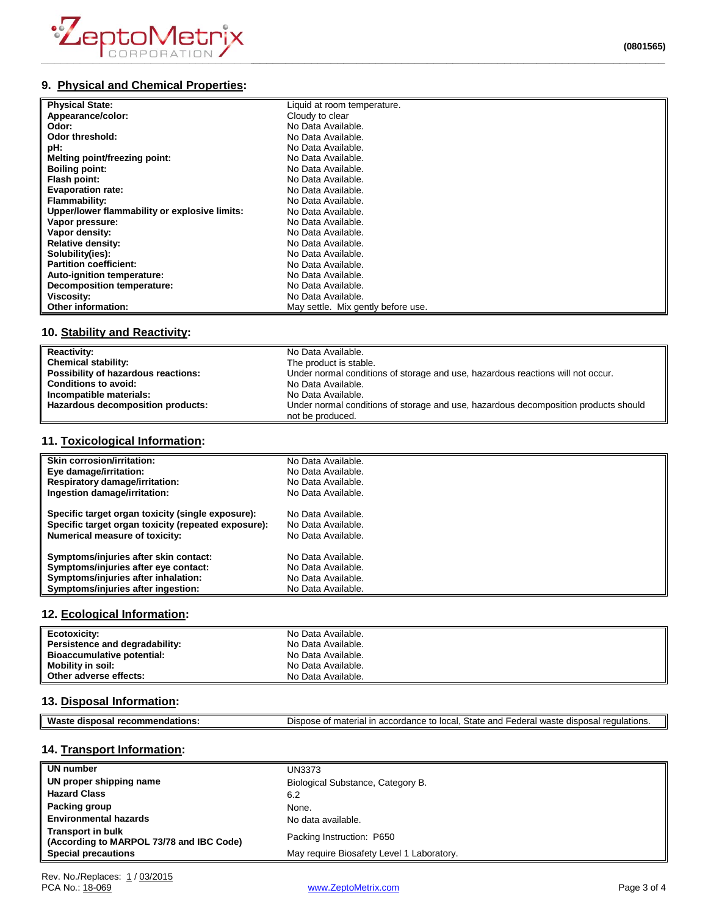## 9. Physical and Chemical Properties:

| | |
|---|---|
| **Physical State:** | Liquid at room temperature. |
| **Appearance/color:** | Cloudy to clear |
| **Odor:** | No Data Available. |
| **Odor threshold:** | No Data Available. |
| **pH:** | No Data Available. |
| **Melting point/freezing point:** | No Data Available. |
| **Boiling point:** | No Data Available. |
| **Flash point:** | No Data Available. |
| **Evaporation rate:** | No Data Available. |
| **Flammability:** | No Data Available. |
| **Upper/lower flammability or explosive limits:** | No Data Available. |
| **Vapor pressure:** | No Data Available. |
| **Vapor density:** | No Data Available. |
| **Relative density:** | No Data Available. |
| **Solubility(ies):** | No Data Available. |
| **Partition coefficient:** | No Data Available. |
| **Auto-ignition temperature:** | No Data Available. |
| **Decomposition temperature:** | No Data Available. |
| **Viscosity:** | No Data Available. |
| **Other information:** | May settle. Mix gently before use. |

## 10. Stability and Reactivity:

| | |
|---|---|
| **Reactivity:** | No Data Available. |
| **Chemical stability:** | The product is stable. |
| **Possibility of hazardous reactions:** | Under normal conditions of storage and use, hazardous reactions will not occur. |
| **Conditions to avoid:** | No Data Available. |
| **Incompatible materials:** | No Data Available. |
| **Hazardous decomposition products:** | Under normal conditions of storage and use, hazardous decomposition products should not be produced. |

## 11. Toxicological Information:

| | |
|---|---|
| **Skin corrosion/irritation:** | No Data Available. |
| **Eye damage/irritation:** | No Data Available. |
| **Respiratory damage/irritation:** | No Data Available. |
| **Ingestion damage/irritation:** | No Data Available. |
| **Specific target organ toxicity (single exposure):** | No Data Available. |
| **Specific target organ toxicity (repeated exposure):** | No Data Available. |
| **Numerical measure of toxicity:** | No Data Available. |
| **Symptoms/injuries after skin contact:** | No Data Available. |
| **Symptoms/injuries after eye contact:** | No Data Available. |
| **Symptoms/injuries after inhalation:** | No Data Available. |
| **Symptoms/injuries after ingestion:** | No Data Available. |

## 12. Ecological Information:

| | |
|---|---|
| **Ecotoxicity:** | No Data Available. |
| **Persistence and degradability:** | No Data Available. |
| **Bioaccumulative potential:** | No Data Available. |
| **Mobility in soil:** | No Data Available. |
| **Other adverse effects:** | No Data Available. |

## 13. Disposal Information:

| | |
|---|---|
| **Waste disposal recommendations:** | Dispose of material in accordance to local, State and Federal waste disposal regulations. |

## 14. Transport Information:

| | |
|---|---|
| **UN number** | UN3373 |
| **UN proper shipping name** | Biological Substance, Category B. |
| **Hazard Class** | 6.2 |
| **Packing group** | None. |
| **Environmental hazards** | No data available. |
| **Transport in bulk (According to MARPOL 73/78 and IBC Code)** | Packing Instruction: P650 |
| **Special precautions** | May require Biosafety Level 1 Laboratory. |

Rev. No./Replaces: 1 / 03/2015
PCA No.: 18-069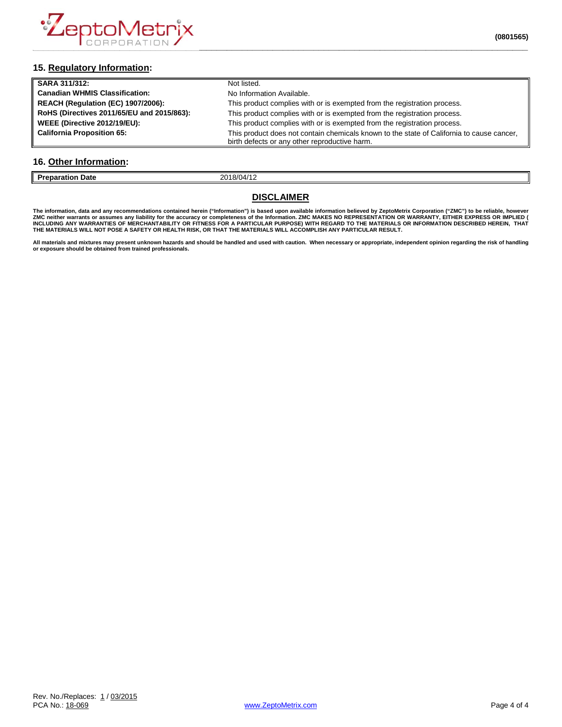## 15. Regulatory Information:

| | |
|---|---|
| **SARA 311/312:** | Not listed. |
| **Canadian WHMIS Classification:** | No Information Available. |
| **REACH (Regulation (EC) 1907/2006):** | This product complies with or is exempted from the registration process. |
| **RoHS (Directives 2011/65/EU and 2015/863):** | This product complies with or is exempted from the registration process. |
| **WEEE (Directive 2012/19/EU):** | This product complies with or is exempted from the registration process. |
| **California Proposition 65:** | This product does not contain chemicals known to the state of California to cause cancer, birth defects or any other reproductive harm. |

## 16. Other Information:

| | |
|---|---|
| **Preparation Date** | 2018/04/12 |

## DISCLAIMER

**The information, data and any recommendations contained herein ("Information") is based upon available information believed by ZeptoMetrix Corporation ("ZMC") to be reliable, however ZMC neither warrants or assumes any liability for the accuracy or completeness of the Information. ZMC MAKES NO REPRESENTATION OR WARRANTY, EITHER EXPRESS OR IMPLIED ( INCLUDING ANY WARRANTIES OF MERCHANTABILITY OR FITNESS FOR A PARTICULAR PURPOSE) WITH REGARD TO THE MATERIALS OR INFORMATION DESCRIBED HEREIN, THAT THE MATERIALS WILL NOT POSE A SAFETY OR HEALTH RISK, OR THAT THE MATERIALS WILL ACCOMPLISH ANY PARTICULAR RESULT.**

**All materials and mixtures may present unknown hazards and should be handled and used with caution. When necessary or appropriate, independent opinion regarding the risk of handling or exposure should be obtained from trained professionals.**

Rev. No./Replaces: 1 / 03/2015
PCA No.: 18-069